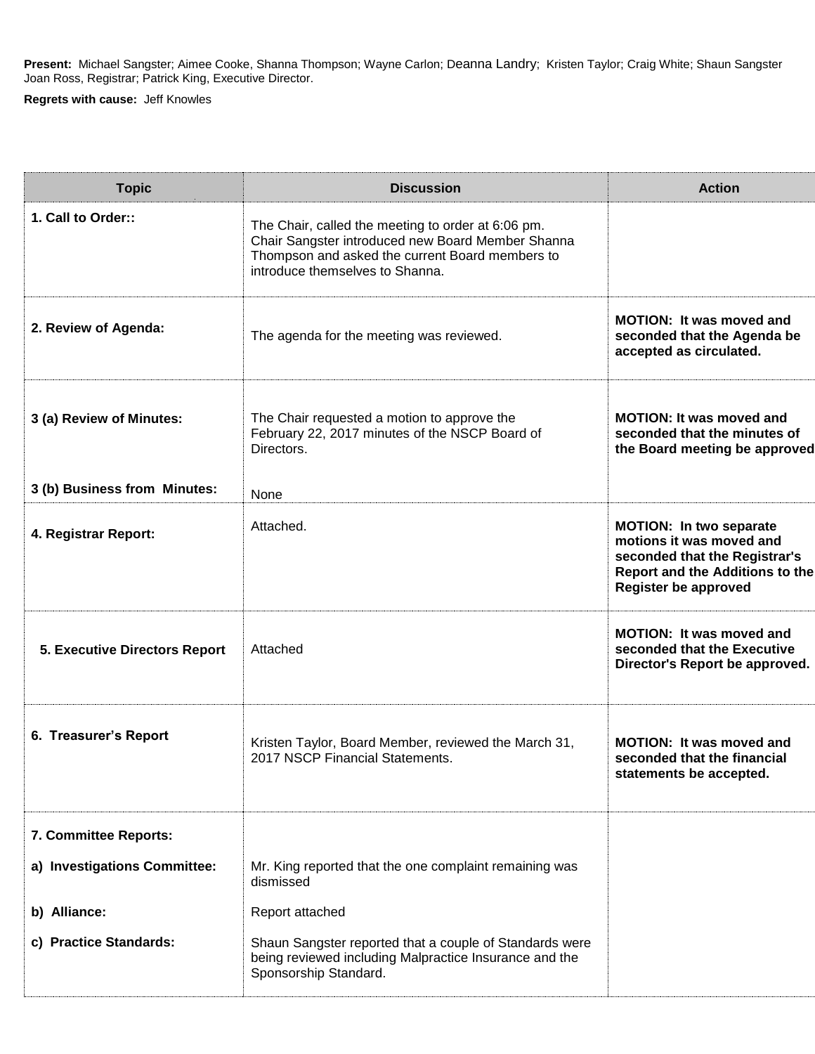**Present:** Michael Sangster; Aimee Cooke, Shanna Thompson; Wayne Carlon; Deanna Landry; Kristen Taylor; Craig White; Shaun Sangster Joan Ross, Registrar; Patrick King, Executive Director.

**Regrets with cause:** Jeff Knowles

| Topic | Discussion | Action |
|---|---|---|
| **1. Call to Order::** | The Chair, called the meeting to order at 6:06 pm. Chair Sangster introduced new Board Member Shanna Thompson and asked the current Board members to introduce themselves to Shanna. | |
| **2. Review of Agenda:** | The agenda for the meeting was reviewed. | **MOTION: It was moved and seconded that the Agenda be accepted as circulated.** |
| **3 (a) Review of Minutes:** | The Chair requested a motion to approve the February 22, 2017 minutes of the NSCP Board of Directors. | **MOTION: It was moved and seconded that the minutes of the Board meeting be approved** |
| **3 (b) Business from Minutes:** | None | |
| **4. Registrar Report:** | Attached. | **MOTION: In two separate motions it was moved and seconded that the Registrar's Report and the Additions to the Register be approved** |
| **5. Executive Directors Report** | Attached | **MOTION: It was moved and seconded that the Executive Director's Report be approved.** |
| **6. Treasurer's Report** | Kristen Taylor, Board Member, reviewed the March 31, 2017 NSCP Financial Statements. | **MOTION: It was moved and seconded that the financial statements be accepted.** |
| **7. Committee Reports:** | | |
| **a) Investigations Committee:** | Mr. King reported that the one complaint remaining was dismissed | |
| **b) Alliance:** | Report attached | |
| **c) Practice Standards:** | Shaun Sangster reported that a couple of Standards were being reviewed including Malpractice Insurance and the Sponsorship Standard. | |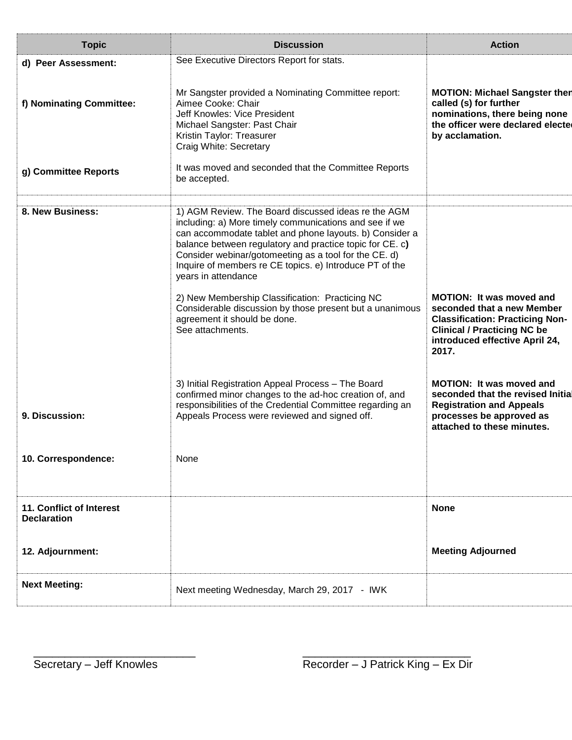| Topic | Discussion | Action |
|---|---|---|
| **d) Peer Assessment:** | See Executive Directors Report for stats. | |
| **f) Nominating Committee:** | Mr Sangster provided a Nominating Committee report:<br>Aimee Cooke: Chair<br>Jeff Knowles: Vice President<br>Michael Sangster: Past Chair<br>Kristin Taylor: Treasurer<br>Craig White: Secretary | **MOTION: Michael Sangster then called (s) for further nominations, there being none the officer were declared elected by acclamation.** |
| **g) Committee Reports** | It was moved and seconded that the Committee Reports be accepted. | |
| | | |
| **8. New Business:** | 1) AGM Review. The Board discussed ideas re the AGM including: a) More timely communications and see if we can accommodate tablet and phone layouts. b) Consider a balance between regulatory and practice topic for CE. c**)** Consider webinar/gotomeeting as a tool for the CE. d) Inquire of members re CE topics. e) Introduce PT of the years in attendance | |
| | 2) New Membership Classification: Practicing NC<br>Considerable discussion by those present but a unanimous agreement it should be done.<br>See attachments. | **MOTION: It was moved and seconded that a new Member Classification: Practicing Non-Clinical / Practicing NC be introduced effective April 24, 2017.** |
| **9. Discussion:** | 3) Initial Registration Appeal Process – The Board confirmed minor changes to the ad-hoc creation of, and responsibilities of the Credential Committee regarding an Appeals Process were reviewed and signed off. | **MOTION: It was moved and seconded that the revised Initial Registration and Appeals processes be approved as attached to these minutes.** |
| **10. Correspondence:** | None | |
| **11. Conflict of Interest Declaration** | | **None** |
| **12. Adjournment:** | | **Meeting Adjourned** |
| **Next Meeting:** | Next meeting Wednesday, March 29, 2017 - IWK | |

___________________________
Secretary – Jeff Knowles

___________________________
Recorder – J Patrick King – Ex Dir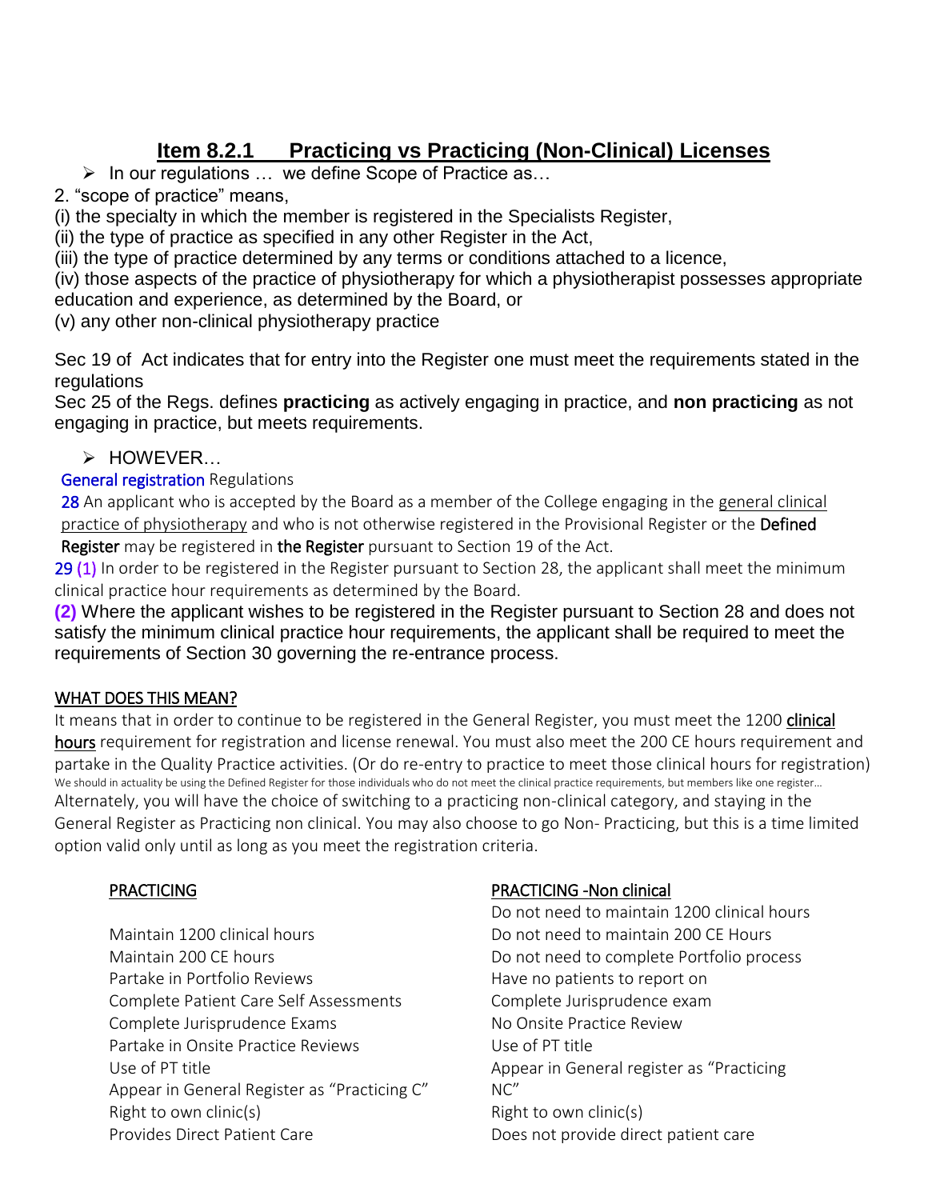# Item 8.2.1 Practicing vs Practicing (Non-Clinical) Licenses

- In our regulations … we define Scope of Practice as…

2. "scope of practice" means,

(i) the specialty in which the member is registered in the Specialists Register,

(ii) the type of practice as specified in any other Register in the Act,

(iii) the type of practice determined by any terms or conditions attached to a licence,

(iv) those aspects of the practice of physiotherapy for which a physiotherapist possesses appropriate education and experience, as determined by the Board, or

(v) any other non-clinical physiotherapy practice

Sec 19 of Act indicates that for entry into the Register one must meet the requirements stated in the regulations

Sec 25 of the Regs. defines **practicing** as actively engaging in practice, and **non practicing** as not engaging in practice, but meets requirements.

- HOWEVER…

General registration Regulations

28 An applicant who is accepted by the Board as a member of the College engaging in the general clinical practice of physiotherapy and who is not otherwise registered in the Provisional Register or the **Defined Register** may be registered in **the Register** pursuant to Section 19 of the Act.

29 (1) In order to be registered in the Register pursuant to Section 28, the applicant shall meet the minimum clinical practice hour requirements as determined by the Board.

**(2)** Where the applicant wishes to be registered in the Register pursuant to Section 28 and does not satisfy the minimum clinical practice hour requirements, the applicant shall be required to meet the requirements of Section 30 governing the re-entrance process.

WHAT DOES THIS MEAN?

It means that in order to continue to be registered in the General Register, you must meet the 1200 **clinical hours** requirement for registration and license renewal. You must also meet the 200 CE hours requirement and partake in the Quality Practice activities. (Or do re-entry to practice to meet those clinical hours for registration)

We should in actuality be using the Defined Register for those individuals who do not meet the clinical practice requirements, but members like one register…

Alternately, you will have the choice of switching to a practicing non-clinical category, and staying in the General Register as Practicing non clinical. You may also choose to go Non- Practicing, but this is a time limited option valid only until as long as you meet the registration criteria.

| PRACTICING | PRACTICING -Non clinical |
|---|---|
| | Do not need to maintain 1200 clinical hours |
| Maintain 1200 clinical hours | Do not need to maintain 200 CE Hours |
| Maintain 200 CE hours | Do not need to complete Portfolio process |
| Partake in Portfolio Reviews | Have no patients to report on |
| Complete Patient Care Self Assessments | Complete Jurisprudence exam |
| Complete Jurisprudence Exams | No Onsite Practice Review |
| Partake in Onsite Practice Reviews | Use of PT title |
| Use of PT title | Appear in General register as "Practicing NC" |
| Appear in General Register as "Practicing C" | |
| Right to own clinic(s) | Right to own clinic(s) |
| Provides Direct Patient Care | Does not provide direct patient care |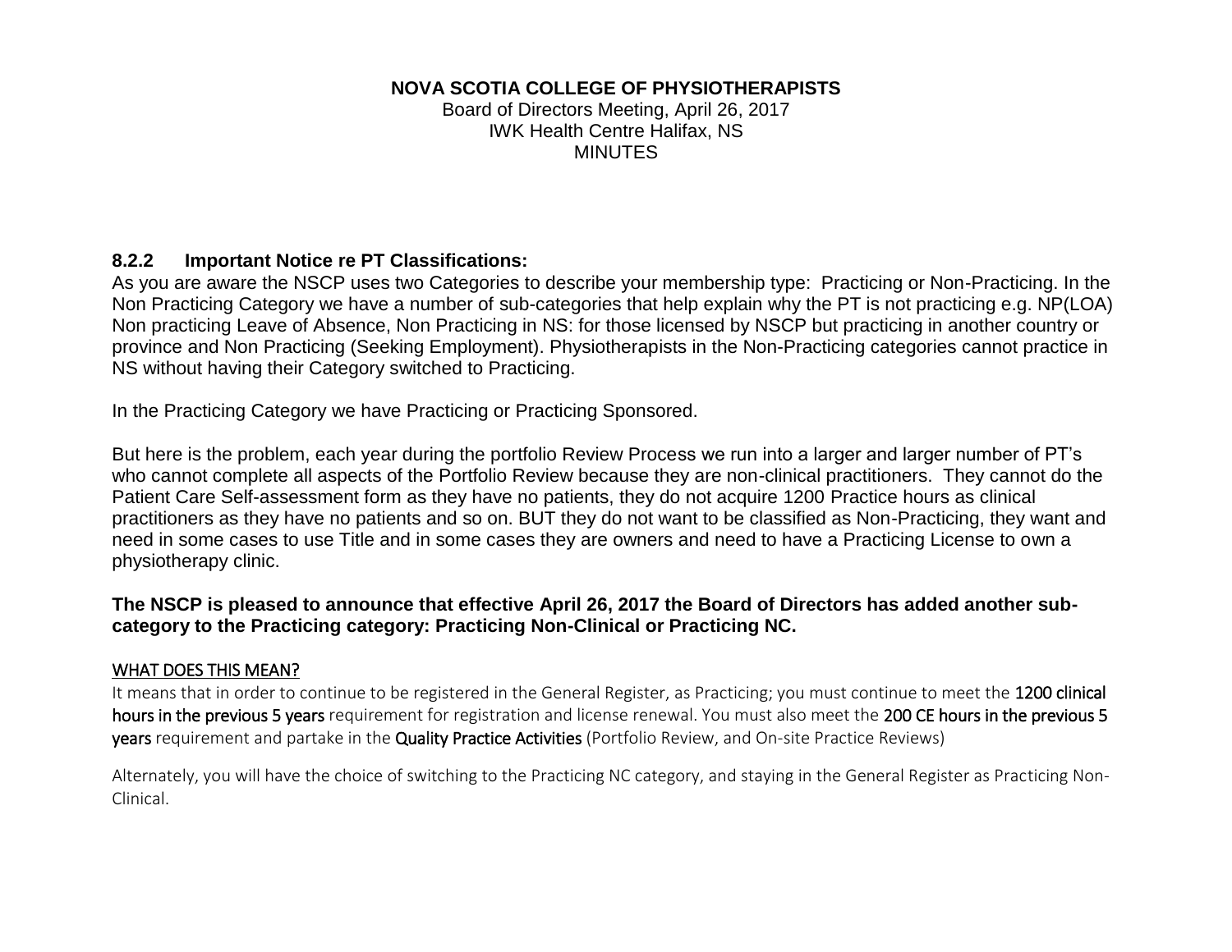**NOVA SCOTIA COLLEGE OF PHYSIOTHERAPISTS**
Board of Directors Meeting, April 26, 2017
IWK Health Centre Halifax, NS
MINUTES

### 8.2.2 Important Notice re PT Classifications:

As you are aware the NSCP uses two Categories to describe your membership type: Practicing or Non-Practicing. In the Non Practicing Category we have a number of sub-categories that help explain why the PT is not practicing e.g. NP(LOA) Non practicing Leave of Absence, Non Practicing in NS: for those licensed by NSCP but practicing in another country or province and Non Practicing (Seeking Employment). Physiotherapists in the Non-Practicing categories cannot practice in NS without having their Category switched to Practicing.

In the Practicing Category we have Practicing or Practicing Sponsored.

But here is the problem, each year during the portfolio Review Process we run into a larger and larger number of PT's who cannot complete all aspects of the Portfolio Review because they are non-clinical practitioners. They cannot do the Patient Care Self-assessment form as they have no patients, they do not acquire 1200 Practice hours as clinical practitioners as they have no patients and so on. BUT they do not want to be classified as Non-Practicing, they want and need in some cases to use Title and in some cases they are owners and need to have a Practicing License to own a physiotherapy clinic.

**The NSCP is pleased to announce that effective April 26, 2017 the Board of Directors has added another sub-category to the Practicing category: Practicing Non-Clinical or Practicing NC.**

<u>WHAT DOES THIS MEAN?</u>

It means that in order to continue to be registered in the General Register, as Practicing; you must continue to meet the 1200 clinical hours in the previous 5 years requirement for registration and license renewal. You must also meet the 200 CE hours in the previous 5 years requirement and partake in the Quality Practice Activities (Portfolio Review, and On-site Practice Reviews)

Alternately, you will have the choice of switching to the Practicing NC category, and staying in the General Register as Practicing Non-Clinical.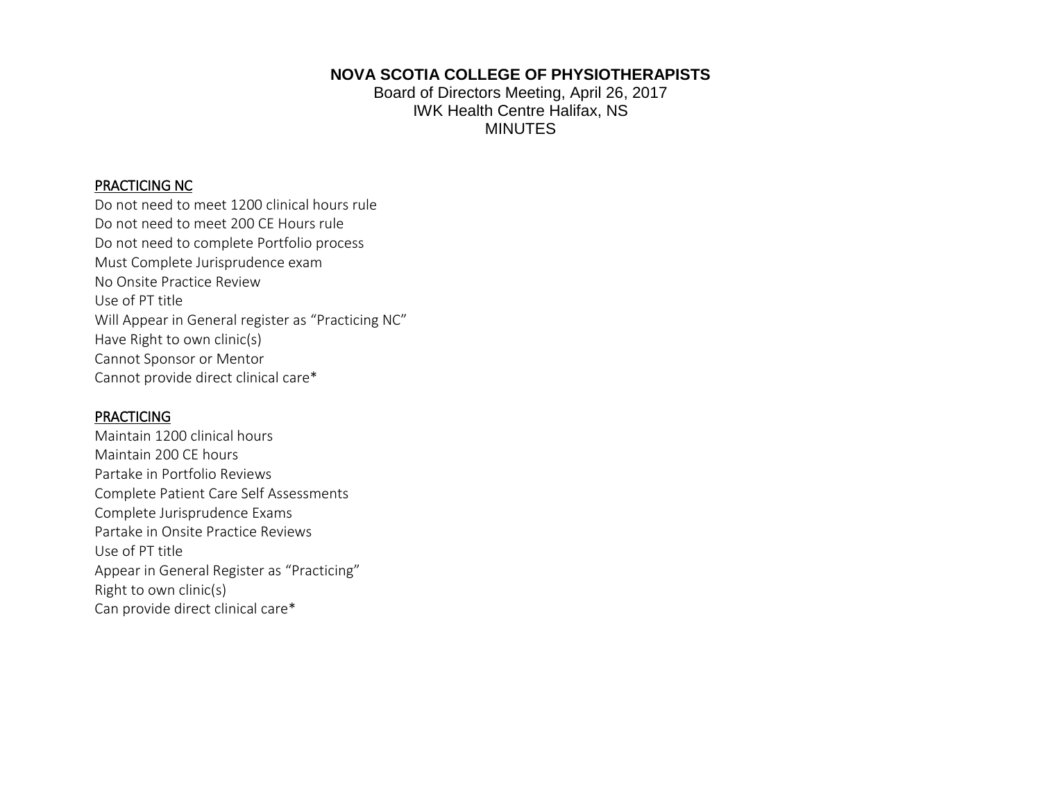**NOVA SCOTIA COLLEGE OF PHYSIOTHERAPISTS**
Board of Directors Meeting, April 26, 2017
IWK Health Centre Halifax, NS
MINUTES

<u>PRACTICING NC</u>

Do not need to meet 1200 clinical hours rule
Do not need to meet 200 CE Hours rule
Do not need to complete Portfolio process
Must Complete Jurisprudence exam
No Onsite Practice Review
Use of PT title
Will Appear in General register as "Practicing NC"
Have Right to own clinic(s)
Cannot Sponsor or Mentor
Cannot provide direct clinical care*

<u>PRACTICING</u>

Maintain 1200 clinical hours
Maintain 200 CE hours
Partake in Portfolio Reviews
Complete Patient Care Self Assessments
Complete Jurisprudence Exams
Partake in Onsite Practice Reviews
Use of PT title
Appear in General Register as "Practicing"
Right to own clinic(s)
Can provide direct clinical care*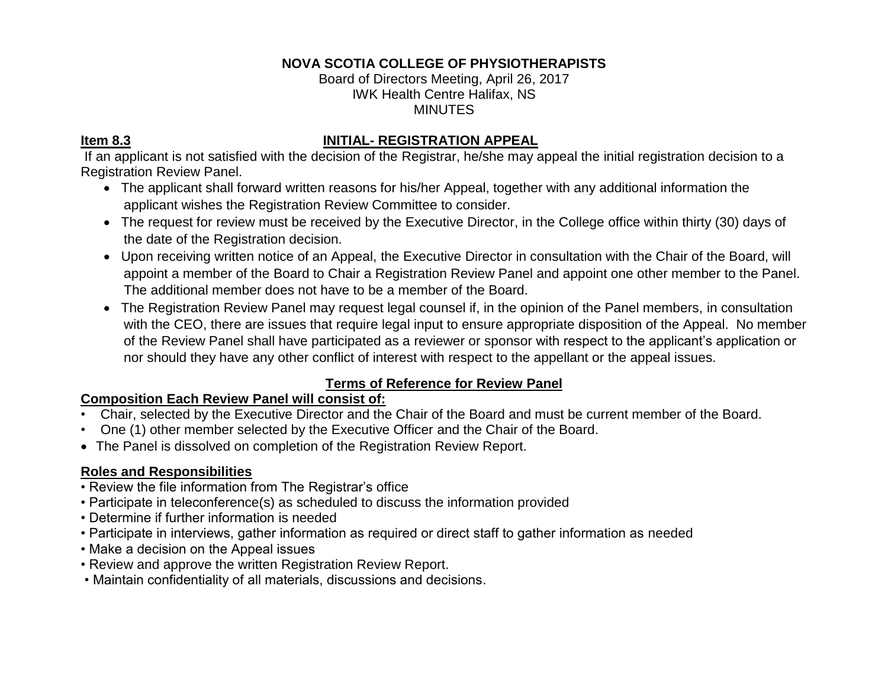**NOVA SCOTIA COLLEGE OF PHYSIOTHERAPISTS**

Board of Directors Meeting, April 26, 2017

IWK Health Centre Halifax, NS

MINUTES

**Item 8.3** **INITIAL- REGISTRATION APPEAL**

If an applicant is not satisfied with the decision of the Registrar, he/she may appeal the initial registration decision to a Registration Review Panel.

- The applicant shall forward written reasons for his/her Appeal, together with any additional information the applicant wishes the Registration Review Committee to consider.
- The request for review must be received by the Executive Director, in the College office within thirty (30) days of the date of the Registration decision.
- Upon receiving written notice of an Appeal, the Executive Director in consultation with the Chair of the Board, will appoint a member of the Board to Chair a Registration Review Panel and appoint one other member to the Panel. The additional member does not have to be a member of the Board.
- The Registration Review Panel may request legal counsel if, in the opinion of the Panel members, in consultation with the CEO, there are issues that require legal input to ensure appropriate disposition of the Appeal. No member of the Review Panel shall have participated as a reviewer or sponsor with respect to the applicant's application or nor should they have any other conflict of interest with respect to the appellant or the appeal issues.

**Terms of Reference for Review Panel**

**Composition Each Review Panel will consist of:**

- Chair, selected by the Executive Director and the Chair of the Board and must be current member of the Board.
- One (1) other member selected by the Executive Officer and the Chair of the Board.
- The Panel is dissolved on completion of the Registration Review Report.

**Roles and Responsibilities**

- Review the file information from The Registrar's office
- Participate in teleconference(s) as scheduled to discuss the information provided
- Determine if further information is needed
- Participate in interviews, gather information as required or direct staff to gather information as needed
- Make a decision on the Appeal issues
- Review and approve the written Registration Review Report.
- Maintain confidentiality of all materials, discussions and decisions.